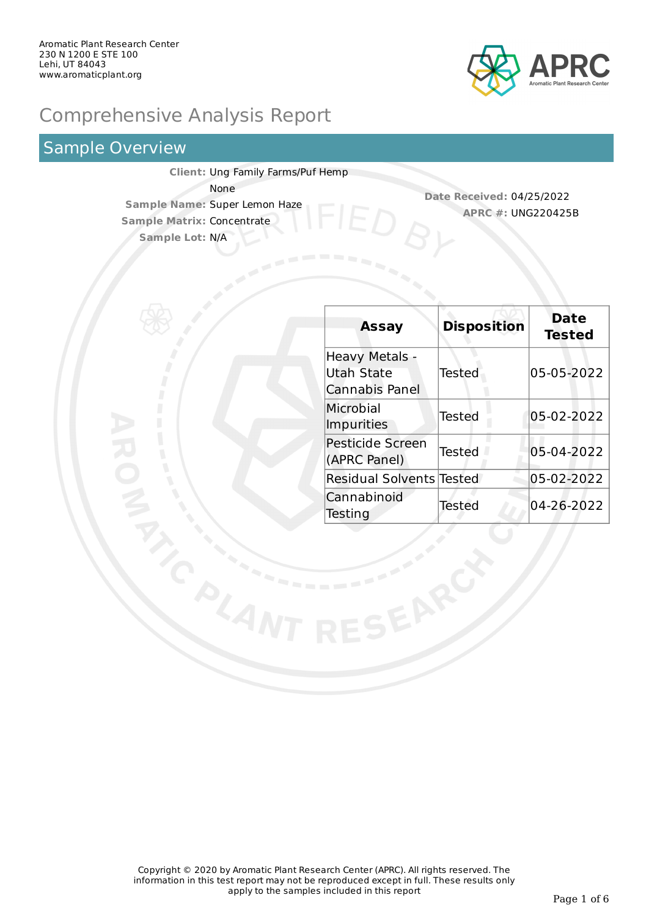Aromatic Plant Research Center
230 N 1200 E STE 100
Lehi, UT 84043
www.aromaticplant.org

# Comprehensive Analysis Report

## Sample Overview

**Client:** Ung Family Farms/Puf Hemp
None
**Sample Name:** Super Lemon Haze
**Sample Matrix:** Concentrate
**Sample Lot:** N/A

**Date Received:** 04/25/2022
**APRC #:** UNG220425B

| Assay | Disposition | Date Tested |
|---|---|---|
| Heavy Metals - Utah State Cannabis Panel | Tested | 05-05-2022 |
| Microbial Impurities | Tested | 05-02-2022 |
| Pesticide Screen (APRC Panel) | Tested | 05-04-2022 |
| Residual Solvents | Tested | 05-02-2022 |
| Cannabinoid Testing | Tested | 04-26-2022 |

Copyright © 2020 by Aromatic Plant Research Center (APRC). All rights reserved. The information in this test report may not be reproduced except in full. These results only apply to the samples included in this report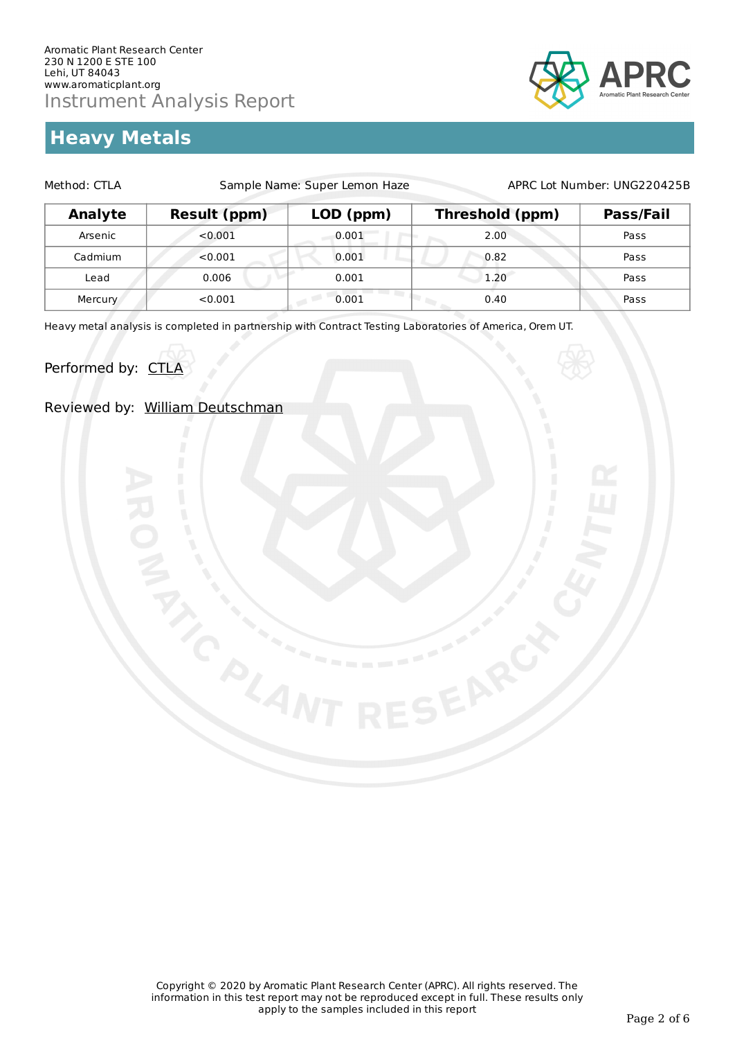Aromatic Plant Research Center
230 N 1200 E STE 100
Lehi, UT 84043
www.aromaticplant.org

Instrument Analysis Report

# Heavy Metals

Method: CTLA    Sample Name: Super Lemon Haze    APRC Lot Number: UNG220425B

| Analyte | Result (ppm) | LOD (ppm) | Threshold (ppm) | Pass/Fail |
|---|---|---|---|---|
| Arsenic | <0.001 | 0.001 | 2.00 | Pass |
| Cadmium | <0.001 | 0.001 | 0.82 | Pass |
| Lead | 0.006 | 0.001 | 1.20 | Pass |
| Mercury | <0.001 | 0.001 | 0.40 | Pass |

Heavy metal analysis is completed in partnership with Contract Testing Laboratories of America, Orem UT.

Performed by: CTLA

Reviewed by: William Deutschman

Copyright © 2020 by Aromatic Plant Research Center (APRC). All rights reserved. The information in this test report may not be reproduced except in full. These results only apply to the samples included in this report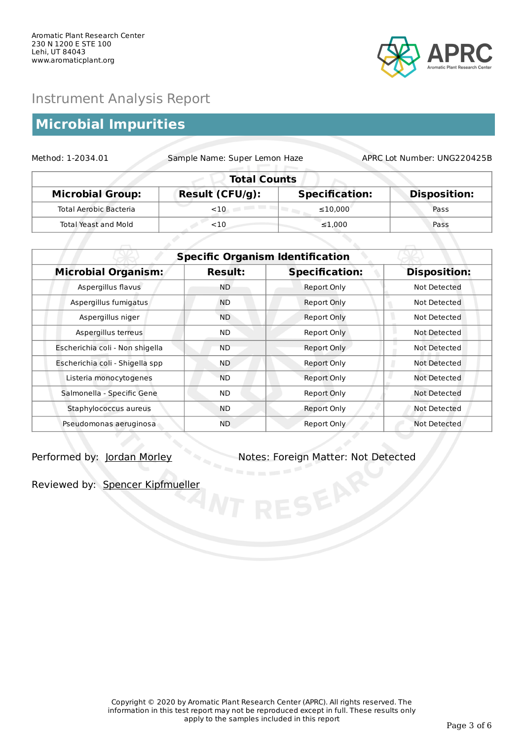Aromatic Plant Research Center
230 N 1200 E STE 100
Lehi, UT 84043
www.aromaticplant.org

APRC
Aromatic Plant Research Center

# Instrument Analysis Report

## Microbial Impurities

Method: 1-2034.01 | Sample Name: Super Lemon Haze | APRC Lot Number: UNG220425B

| Total Counts | | | |
|---|---|---|---|
| **Microbial Group:** | **Result (CFU/g):** | **Specification:** | **Disposition:** |
| Total Aerobic Bacteria | <10 | ≤10,000 | Pass |
| Total Yeast and Mold | <10 | ≤1,000 | Pass |

| Specific Organism Identification | | | |
|---|---|---|---|
| **Microbial Organism:** | **Result:** | **Specification:** | **Disposition:** |
| Aspergillus flavus | ND | Report Only | Not Detected |
| Aspergillus fumigatus | ND | Report Only | Not Detected |
| Aspergillus niger | ND | Report Only | Not Detected |
| Aspergillus terreus | ND | Report Only | Not Detected |
| Escherichia coli - Non shigella | ND | Report Only | Not Detected |
| Escherichia coli - Shigella spp | ND | Report Only | Not Detected |
| Listeria monocytogenes | ND | Report Only | Not Detected |
| Salmonella - Specific Gene | ND | Report Only | Not Detected |
| Staphylococcus aureus | ND | Report Only | Not Detected |
| Pseudomonas aeruginosa | ND | Report Only | Not Detected |

Performed by: Jordan Morley

Notes: Foreign Matter: Not Detected

Reviewed by: Spencer Kipfmueller

Copyright © 2020 by Aromatic Plant Research Center (APRC). All rights reserved. The information in this test report may not be reproduced except in full. These results only apply to the samples included in this report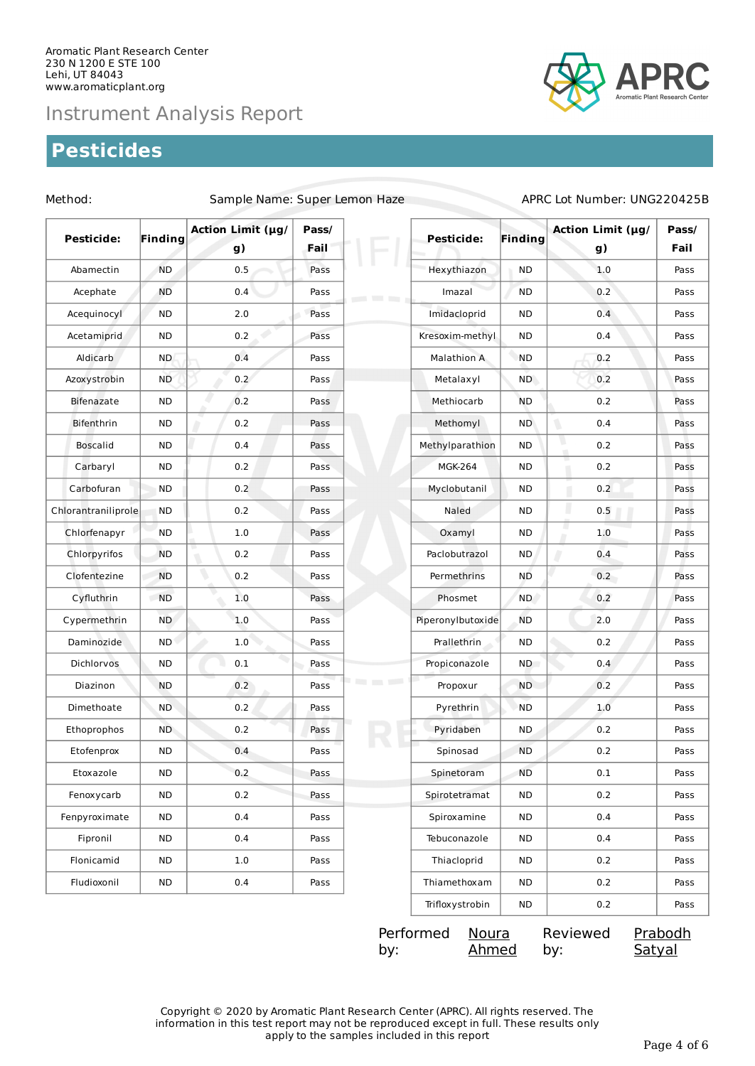Aromatic Plant Research Center
230 N 1200 E STE 100
Lehi, UT 84043
www.aromaticplant.org

APRC
Aromatic Plant Research Center

# Instrument Analysis Report

## Pesticides

Method:    Sample Name: Super Lemon Haze    APRC Lot Number: UNG220425B

| Pesticide: | Finding | Action Limit (µg/g) | Pass/Fail |
|---|---|---|---|
| Abamectin | ND | 0.5 | Pass |
| Acephate | ND | 0.4 | Pass |
| Acequinocyl | ND | 2.0 | Pass |
| Acetamiprid | ND | 0.2 | Pass |
| Aldicarb | ND | 0.4 | Pass |
| Azoxystrobin | ND | 0.2 | Pass |
| Bifenazate | ND | 0.2 | Pass |
| Bifenthrin | ND | 0.2 | Pass |
| Boscalid | ND | 0.4 | Pass |
| Carbaryl | ND | 0.2 | Pass |
| Carbofuran | ND | 0.2 | Pass |
| Chlorantraniliprole | ND | 0.2 | Pass |
| Chlorfenapyr | ND | 1.0 | Pass |
| Chlorpyrifos | ND | 0.2 | Pass |
| Clofentezine | ND | 0.2 | Pass |
| Cyfluthrin | ND | 1.0 | Pass |
| Cypermethrin | ND | 1.0 | Pass |
| Daminozide | ND | 1.0 | Pass |
| Dichlorvos | ND | 0.1 | Pass |
| Diazinon | ND | 0.2 | Pass |
| Dimethoate | ND | 0.2 | Pass |
| Ethoprophos | ND | 0.2 | Pass |
| Etofenprox | ND | 0.4 | Pass |
| Etoxazole | ND | 0.2 | Pass |
| Fenoxycarb | ND | 0.2 | Pass |
| Fenpyroximate | ND | 0.4 | Pass |
| Fipronil | ND | 0.4 | Pass |
| Flonicamid | ND | 1.0 | Pass |
| Fludioxonil | ND | 0.4 | Pass |

| Pesticide: | Finding | Action Limit (µg/g) | Pass/Fail |
|---|---|---|---|
| Hexythiazon | ND | 1.0 | Pass |
| Imazal | ND | 0.2 | Pass |
| Imidacloprid | ND | 0.4 | Pass |
| Kresoxim-methyl | ND | 0.4 | Pass |
| Malathion A | ND | 0.2 | Pass |
| Metalaxyl | ND | 0.2 | Pass |
| Methiocarb | ND | 0.2 | Pass |
| Methomyl | ND | 0.4 | Pass |
| Methylparathion | ND | 0.2 | Pass |
| MGK-264 | ND | 0.2 | Pass |
| Myclobutanil | ND | 0.2 | Pass |
| Naled | ND | 0.5 | Pass |
| Oxamyl | ND | 1.0 | Pass |
| Paclobutrazol | ND | 0.4 | Pass |
| Permethrins | ND | 0.2 | Pass |
| Phosmet | ND | 0.2 | Pass |
| Piperonylbutoxide | ND | 2.0 | Pass |
| Prallethrin | ND | 0.2 | Pass |
| Propiconazole | ND | 0.4 | Pass |
| Propoxur | ND | 0.2 | Pass |
| Pyrethrin | ND | 1.0 | Pass |
| Pyridaben | ND | 0.2 | Pass |
| Spinosad | ND | 0.2 | Pass |
| Spinetoram | ND | 0.1 | Pass |
| Spirotetramat | ND | 0.2 | Pass |
| Spiroxamine | ND | 0.4 | Pass |
| Tebuconazole | ND | 0.4 | Pass |
| Thiacloprid | ND | 0.2 | Pass |
| Thiamethoxam | ND | 0.2 | Pass |
| Trifloxystrobin | ND | 0.2 | Pass |

Performed by: Noura Ahmed    Reviewed by: Prabodh Satyal

Copyright © 2020 by Aromatic Plant Research Center (APRC). All rights reserved. The information in this test report may not be reproduced except in full. These results only apply to the samples included in this report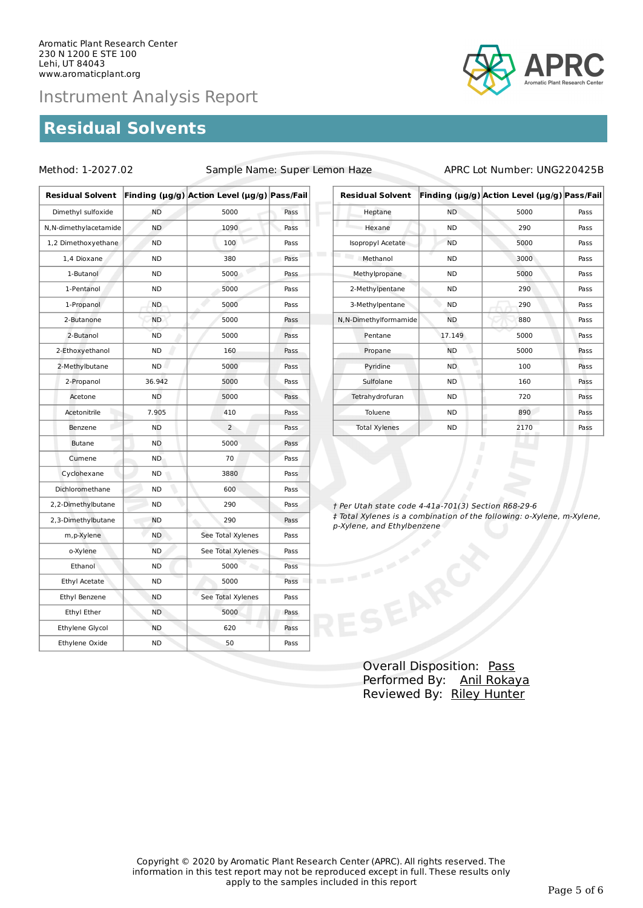Aromatic Plant Research Center
230 N 1200 E STE 100
Lehi, UT 84043
www.aromaticplant.org

# Instrument Analysis Report

## Residual Solvents

Method: 1-2027.02    Sample Name: Super Lemon Haze    APRC Lot Number: UNG220425B

| Residual Solvent | Finding (µg/g) | Action Level (µg/g) | Pass/Fail |
|---|---|---|---|
| Dimethyl sulfoxide | ND | 5000 | Pass |
| N,N-dimethylacetamide | ND | 1090 | Pass |
| 1,2 Dimethoxyethane | ND | 100 | Pass |
| 1,4 Dioxane | ND | 380 | Pass |
| 1-Butanol | ND | 5000 | Pass |
| 1-Pentanol | ND | 5000 | Pass |
| 1-Propanol | ND | 5000 | Pass |
| 2-Butanone | ND | 5000 | Pass |
| 2-Butanol | ND | 5000 | Pass |
| 2-Ethoxyethanol | ND | 160 | Pass |
| 2-Methylbutane | ND | 5000 | Pass |
| 2-Propanol | 36.942 | 5000 | Pass |
| Acetone | ND | 5000 | Pass |
| Acetonitrile | 7.905 | 410 | Pass |
| Benzene | ND | 2 | Pass |
| Butane | ND | 5000 | Pass |
| Cumene | ND | 70 | Pass |
| Cyclohexane | ND | 3880 | Pass |
| Dichloromethane | ND | 600 | Pass |
| 2,2-Dimethylbutane | ND | 290 | Pass |
| 2,3-Dimethylbutane | ND | 290 | Pass |
| m,p-Xylene | ND | See Total Xylenes | Pass |
| o-Xylene | ND | See Total Xylenes | Pass |
| Ethanol | ND | 5000 | Pass |
| Ethyl Acetate | ND | 5000 | Pass |
| Ethyl Benzene | ND | See Total Xylenes | Pass |
| Ethyl Ether | ND | 5000 | Pass |
| Ethylene Glycol | ND | 620 | Pass |
| Ethylene Oxide | ND | 50 | Pass |

| Residual Solvent | Finding (µg/g) | Action Level (µg/g) | Pass/Fail |
|---|---|---|---|
| Heptane | ND | 5000 | Pass |
| Hexane | ND | 290 | Pass |
| Isopropyl Acetate | ND | 5000 | Pass |
| Methanol | ND | 3000 | Pass |
| Methylpropane | ND | 5000 | Pass |
| 2-Methylpentane | ND | 290 | Pass |
| 3-Methylpentane | ND | 290 | Pass |
| N,N-Dimethylformamide | ND | 880 | Pass |
| Pentane | 17.149 | 5000 | Pass |
| Propane | ND | 5000 | Pass |
| Pyridine | ND | 100 | Pass |
| Sulfolane | ND | 160 | Pass |
| Tetrahydrofuran | ND | 720 | Pass |
| Toluene | ND | 890 | Pass |
| Total Xylenes | ND | 2170 | Pass |

*† Per Utah state code 4-41a-701(3) Section R68-29-6*
*‡ Total Xylenes is a combination of the following: o-Xylene, m-Xylene, p-Xylene, and Ethylbenzene*

Overall Disposition: Pass
Performed By: Anil Rokaya
Reviewed By: Riley Hunter

Copyright © 2020 by Aromatic Plant Research Center (APRC). All rights reserved. The information in this test report may not be reproduced except in full. These results only apply to the samples included in this report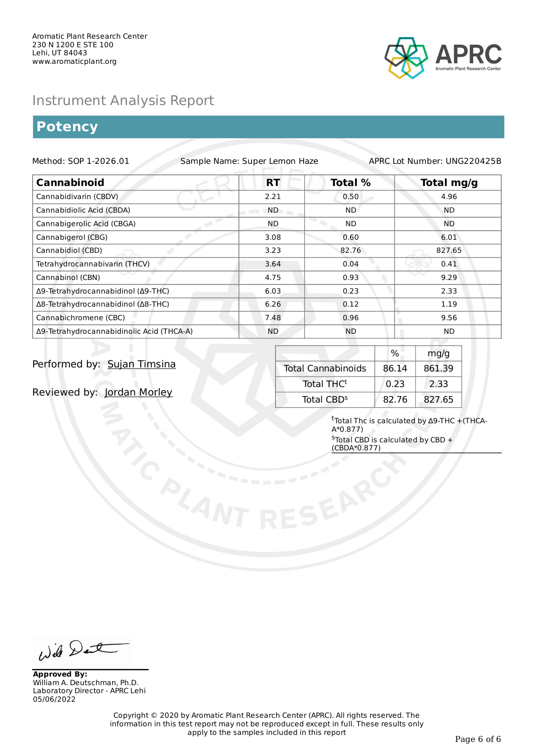Aromatic Plant Research Center
230 N 1200 E STE 100
Lehi, UT 84043
www.aromaticplant.org

# Instrument Analysis Report

## Potency

Method: SOP 1-2026.01 Sample Name: Super Lemon Haze APRC Lot Number: UNG220425B

| Cannabinoid | RT | Total % | Total mg/g |
|---|---|---|---|
| Cannabidivarin (CBDV) | 2.21 | 0.50 | 4.96 |
| Cannabidiolic Acid (CBDA) | ND | ND | ND |
| Cannabigerolic Acid (CBGA) | ND | ND | ND |
| Cannabigerol (CBG) | 3.08 | 0.60 | 6.01 |
| Cannabidiol (CBD) | 3.23 | 82.76 | 827.65 |
| Tetrahydrocannabivarin (THCV) | 3.64 | 0.04 | 0.41 |
| Cannabinol (CBN) | 4.75 | 0.93 | 9.29 |
| Δ9-Tetrahydrocannabidinol (Δ9-THC) | 6.03 | 0.23 | 2.33 |
| Δ8-Tetrahydrocannabidinol (Δ8-THC) | 6.26 | 0.12 | 1.19 |
| Cannabichromene (CBC) | 7.48 | 0.96 | 9.56 |
| Δ9-Tetrahydrocannabidinolic Acid (THCA-A) | ND | ND | ND |

Performed by: Sujan Timsina

Reviewed by: Jordan Morley

| | % | mg/g |
|---|---|---|
| Total Cannabinoids | 86.14 | 861.39 |
| Total THC[t] | 0.23 | 2.33 |
| Total CBD[s] | 82.76 | 827.65 |

[t]Total Thc is calculated by Δ9-THC +(THCA-A*0.877)

[s]Total CBD is calculated by CBD + (CBDA*0.877)

**Approved By:**
William A. Deutschman, Ph.D.
Laboratory Director - APRC Lehi
05/06/2022

Copyright © 2020 by Aromatic Plant Research Center (APRC). All rights reserved. The information in this test report may not be reproduced except in full. These results only apply to the samples included in this report